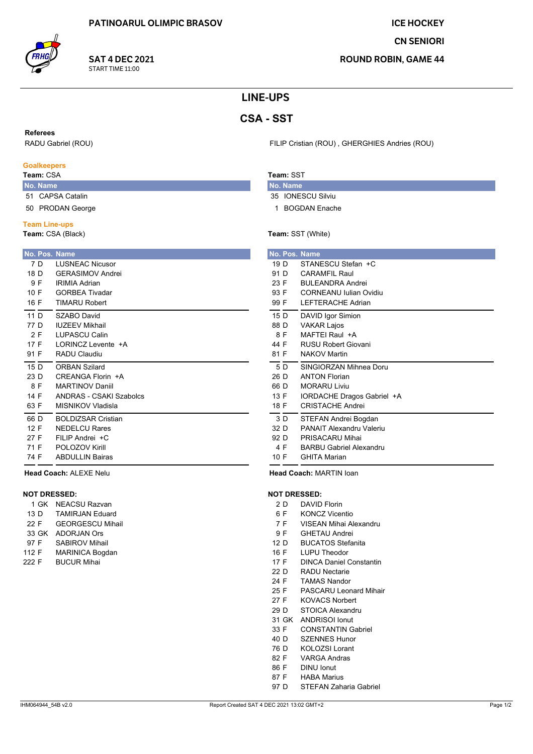PATINOARUL OLIMPIC BRASOV

**SAT 4 DEC 2021**
START TIME 11:00

ICE HOCKEY
CN SENIORI
ROUND ROBIN, GAME 44

# LINE-UPS

## CSA - SST

**Referees**

RADU Gabriel (ROU)

FILIP Cristian (ROU) , GHERGHIES Andries (ROU)

### Goalkeepers

**Team:** CSA

| No. | Name |
|---|---|
| 51 | CAPSA Catalin |
| 50 | PRODAN George |

**Team:** SST

| No. | Name |
|---|---|
| 35 | IONESCU Silviu |
| 1 | BOGDAN Enache |

### Team Line-ups

**Team:** CSA (Black)

| No. | Pos. | Name |
|---|---|---|
| 7 | D | LUSNEAC Nicusor |
| 18 | D | GERASIMOV Andrei |
| 9 | F | IRIMIA Adrian |
| 10 | F | GORBEA Tivadar |
| 16 | F | TIMARU Robert |
| 11 | D | SZABO David |
| 77 | D | IUZEEV Mikhail |
| 2 | F | LUPASCU Calin |
| 17 | F | LORINCZ Levente +A |
| 91 | F | RADU Claudiu |
| 15 | D | ORBAN Szilard |
| 23 | D | CREANGA Florin +A |
| 8 | F | MARTINOV Daniil |
| 14 | F | ANDRAS - CSAKI Szabolcs |
| 63 | F | MISNIKOV Vladisla |
| 66 | D | BOLDIZSAR Cristian |
| 12 | F | NEDELCU Rares |
| 27 | F | FILIP Andrei +C |
| 71 | F | POLOZOV Kirill |
| 74 | F | ABDULLIN Bairas |

**Head Coach:** ALEXE Nelu

**Team:** SST (White)

| No. | Pos. | Name |
|---|---|---|
| 19 | D | STANESCU Stefan +C |
| 91 | D | CARAMFIL Raul |
| 23 | F | BULEANDRA Andrei |
| 93 | F | CORNEANU Iulian Ovidiu |
| 99 | F | LEFTERACHE Adrian |
| 15 | D | DAVID Igor Simion |
| 88 | D | VAKAR Lajos |
| 8 | F | MAFTEI Raul +A |
| 44 | F | RUSU Robert Giovani |
| 81 | F | NAKOV Martin |
| 5 | D | SINGIORZAN Mihnea Doru |
| 26 | D | ANTON Florian |
| 66 | D | MORARU Liviu |
| 13 | F | IORDACHE Dragos Gabriel +A |
| 18 | F | CRISTACHE Andrei |
| 3 | D | STEFAN Andrei Bogdan |
| 32 | D | PANAIT Alexandru Valeriu |
| 92 | D | PRISACARU Mihai |
| 4 | F | BARBU Gabriel Alexandru |
| 10 | F | GHITA Marian |

**Head Coach:** MARTIN Ioan

### NOT DRESSED:

**CSA**

| No. | Pos. | Name |
|---|---|---|
| 1 | GK | NEACSU Razvan |
| 13 | D | TAMIRJAN Eduard |
| 22 | F | GEORGESCU Mihail |
| 33 | GK | ADORJAN Ors |
| 97 | F | SABIROV Mihail |
| 112 | F | MARINICA Bogdan |
| 222 | F | BUCUR Mihai |

**SST**

| No. | Pos. | Name |
|---|---|---|
| 2 | D | DAVID Florin |
| 6 | F | KONCZ Vicentio |
| 7 | F | VISEAN Mihai Alexandru |
| 9 | F | GHETAU Andrei |
| 12 | D | BUCATOS Stefanita |
| 16 | F | LUPU Theodor |
| 17 | F | DINCA Daniel Constantin |
| 22 | D | RADU Nectarie |
| 24 | F | TAMAS Nandor |
| 25 | F | PASCARU Leonard Mihair |
| 27 | F | KOVACS Norbert |
| 29 | D | STOICA Alexandru |
| 31 | GK | ANDRISOI Ionut |
| 33 | F | CONSTANTIN Gabriel |
| 40 | D | SZENNES Hunor |
| 76 | D | KOLOZSI Lorant |
| 82 | F | VARGA Andras |
| 86 | F | DINU Ionut |
| 87 | F | HABA Marius |
| 97 | D | STEFAN Zaharia Gabriel |

IHM064944_54B v2.0 Report Created SAT 4 DEC 2021 13:02 GMT+2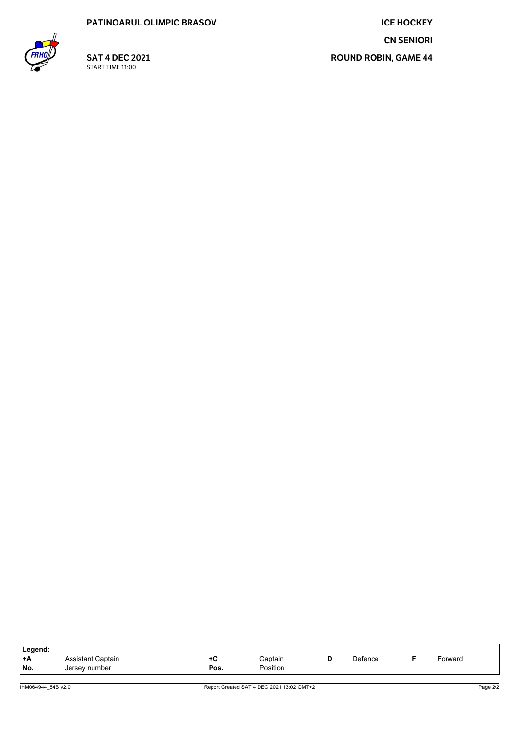PATINOARUL OLIMPIC BRASOV

ICE HOCKEY

CN SENIORI

SAT 4 DEC 2021
START TIME 11:00

ROUND ROBIN, GAME 44

| Legend: | | | | | | | |
|---|---|---|---|---|---|---|---|
| +A | Assistant Captain | +C | Captain | D | Defence | F | Forward |
| No. | Jersey number | Pos. | Position | | | | |

IHM064944_54B v2.0

Report Created SAT 4 DEC 2021 13:02 GMT+2